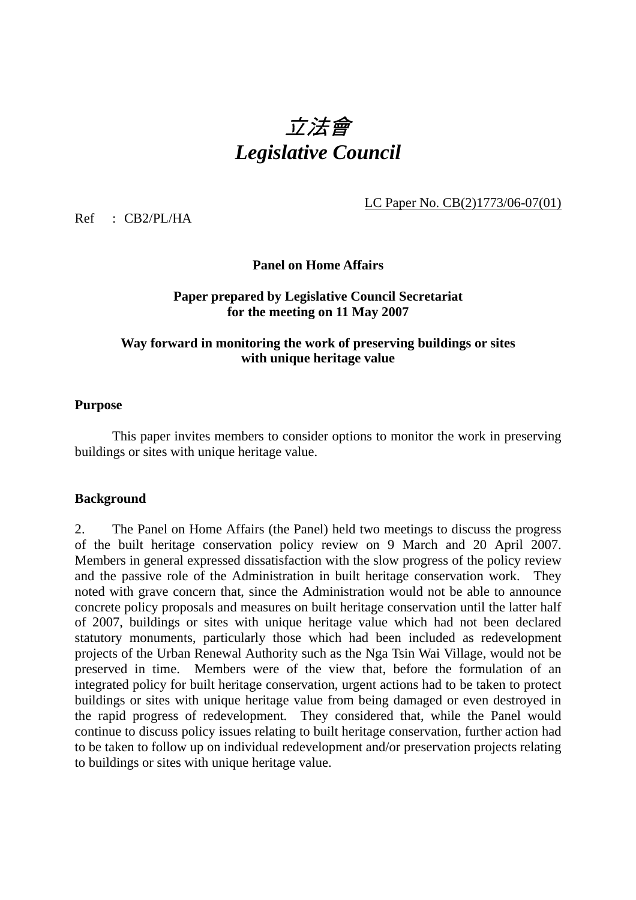# *立法會*
# *Legislative Council*

LC Paper No. CB(2)1773/06-07(01)

Ref : CB2/PL/HA

**Panel on Home Affairs**

**Paper prepared by Legislative Council Secretariat for the meeting on 11 May 2007**

**Way forward in monitoring the work of preserving buildings or sites with unique heritage value**

**Purpose**

This paper invites members to consider options to monitor the work in preserving buildings or sites with unique heritage value.

**Background**

2. The Panel on Home Affairs (the Panel) held two meetings to discuss the progress of the built heritage conservation policy review on 9 March and 20 April 2007. Members in general expressed dissatisfaction with the slow progress of the policy review and the passive role of the Administration in built heritage conservation work. They noted with grave concern that, since the Administration would not be able to announce concrete policy proposals and measures on built heritage conservation until the latter half of 2007, buildings or sites with unique heritage value which had not been declared statutory monuments, particularly those which had been included as redevelopment projects of the Urban Renewal Authority such as the Nga Tsin Wai Village, would not be preserved in time. Members were of the view that, before the formulation of an integrated policy for built heritage conservation, urgent actions had to be taken to protect buildings or sites with unique heritage value from being damaged or even destroyed in the rapid progress of redevelopment. They considered that, while the Panel would continue to discuss policy issues relating to built heritage conservation, further action had to be taken to follow up on individual redevelopment and/or preservation projects relating to buildings or sites with unique heritage value.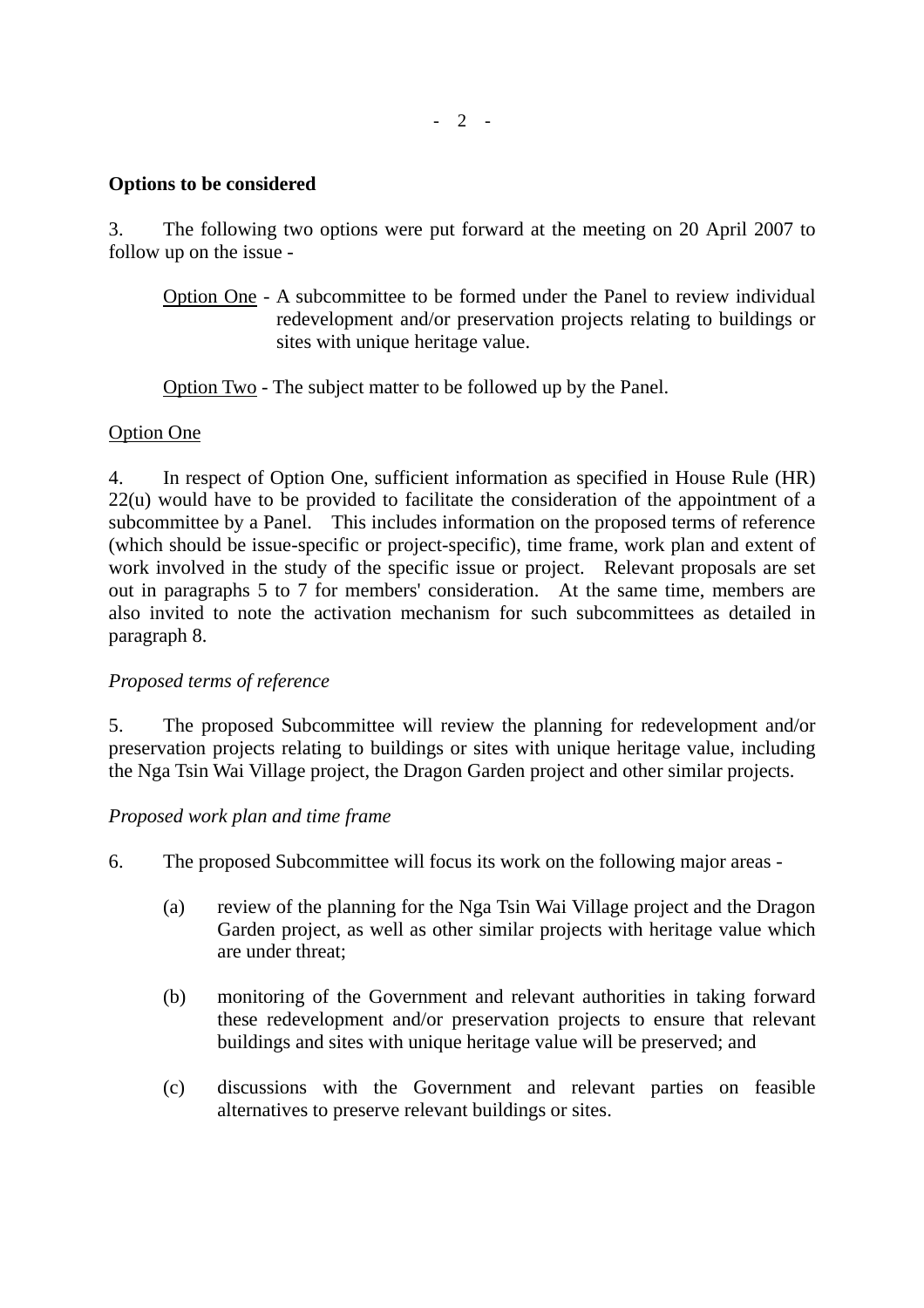**Options to be considered**

3. The following two options were put forward at the meeting on 20 April 2007 to follow up on the issue -

Option One - A subcommittee to be formed under the Panel to review individual redevelopment and/or preservation projects relating to buildings or sites with unique heritage value.

Option Two - The subject matter to be followed up by the Panel.

Option One

4. In respect of Option One, sufficient information as specified in House Rule (HR) 22(u) would have to be provided to facilitate the consideration of the appointment of a subcommittee by a Panel. This includes information on the proposed terms of reference (which should be issue-specific or project-specific), time frame, work plan and extent of work involved in the study of the specific issue or project. Relevant proposals are set out in paragraphs 5 to 7 for members' consideration. At the same time, members are also invited to note the activation mechanism for such subcommittees as detailed in paragraph 8.

*Proposed terms of reference*

5. The proposed Subcommittee will review the planning for redevelopment and/or preservation projects relating to buildings or sites with unique heritage value, including the Nga Tsin Wai Village project, the Dragon Garden project and other similar projects.

*Proposed work plan and time frame*

6. The proposed Subcommittee will focus its work on the following major areas -

(a) review of the planning for the Nga Tsin Wai Village project and the Dragon Garden project, as well as other similar projects with heritage value which are under threat;

(b) monitoring of the Government and relevant authorities in taking forward these redevelopment and/or preservation projects to ensure that relevant buildings and sites with unique heritage value will be preserved; and

(c) discussions with the Government and relevant parties on feasible alternatives to preserve relevant buildings or sites.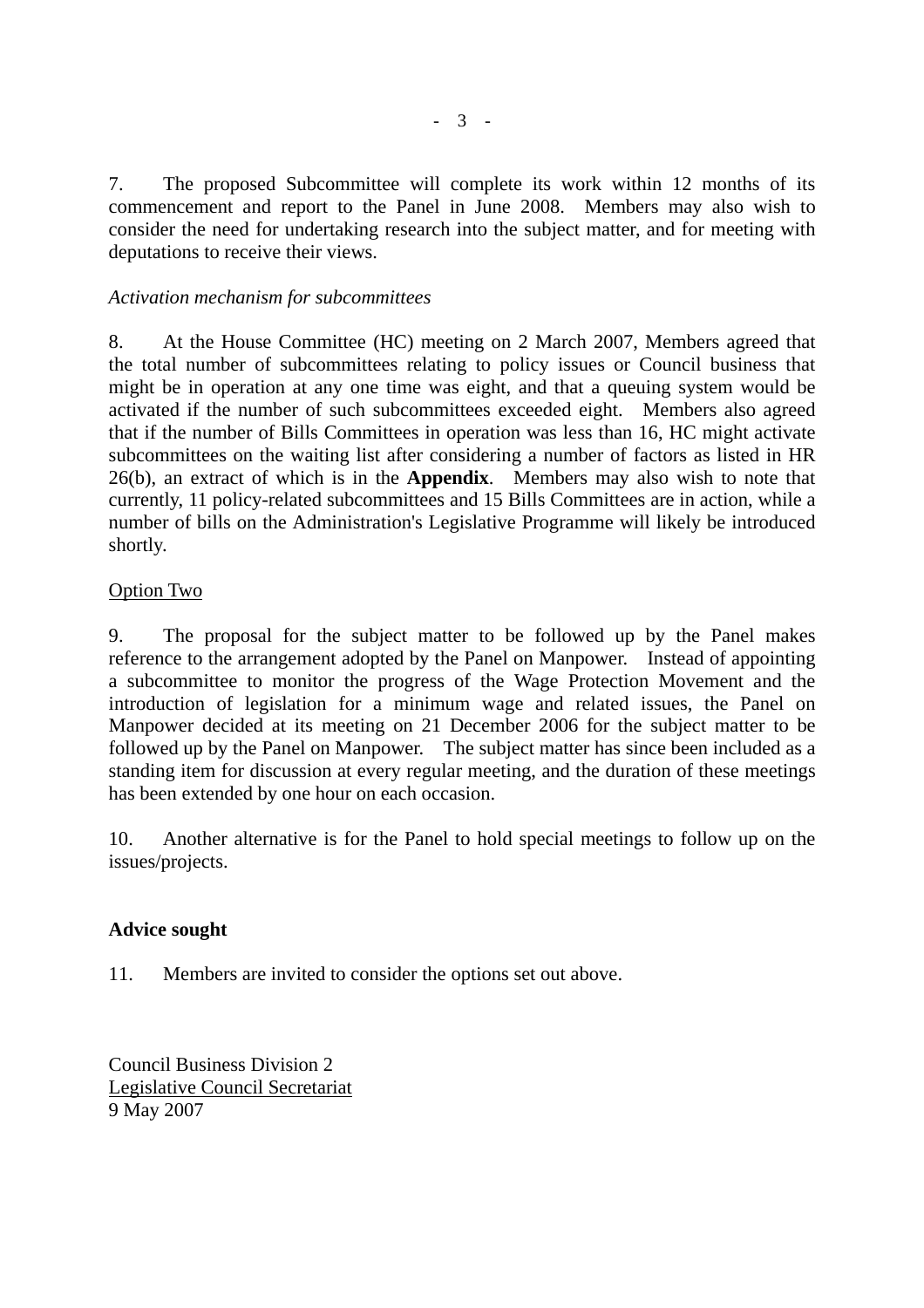7. The proposed Subcommittee will complete its work within 12 months of its commencement and report to the Panel in June 2008. Members may also wish to consider the need for undertaking research into the subject matter, and for meeting with deputations to receive their views.

*Activation mechanism for subcommittees*

8. At the House Committee (HC) meeting on 2 March 2007, Members agreed that the total number of subcommittees relating to policy issues or Council business that might be in operation at any one time was eight, and that a queuing system would be activated if the number of such subcommittees exceeded eight. Members also agreed that if the number of Bills Committees in operation was less than 16, HC might activate subcommittees on the waiting list after considering a number of factors as listed in HR 26(b), an extract of which is in the **Appendix**. Members may also wish to note that currently, 11 policy-related subcommittees and 15 Bills Committees are in action, while a number of bills on the Administration's Legislative Programme will likely be introduced shortly.

<u>Option Two</u>

9. The proposal for the subject matter to be followed up by the Panel makes reference to the arrangement adopted by the Panel on Manpower. Instead of appointing a subcommittee to monitor the progress of the Wage Protection Movement and the introduction of legislation for a minimum wage and related issues, the Panel on Manpower decided at its meeting on 21 December 2006 for the subject matter to be followed up by the Panel on Manpower. The subject matter has since been included as a standing item for discussion at every regular meeting, and the duration of these meetings has been extended by one hour on each occasion.

10. Another alternative is for the Panel to hold special meetings to follow up on the issues/projects.

**Advice sought**

11. Members are invited to consider the options set out above.

Council Business Division 2
<u>Legislative Council Secretariat</u>
9 May 2007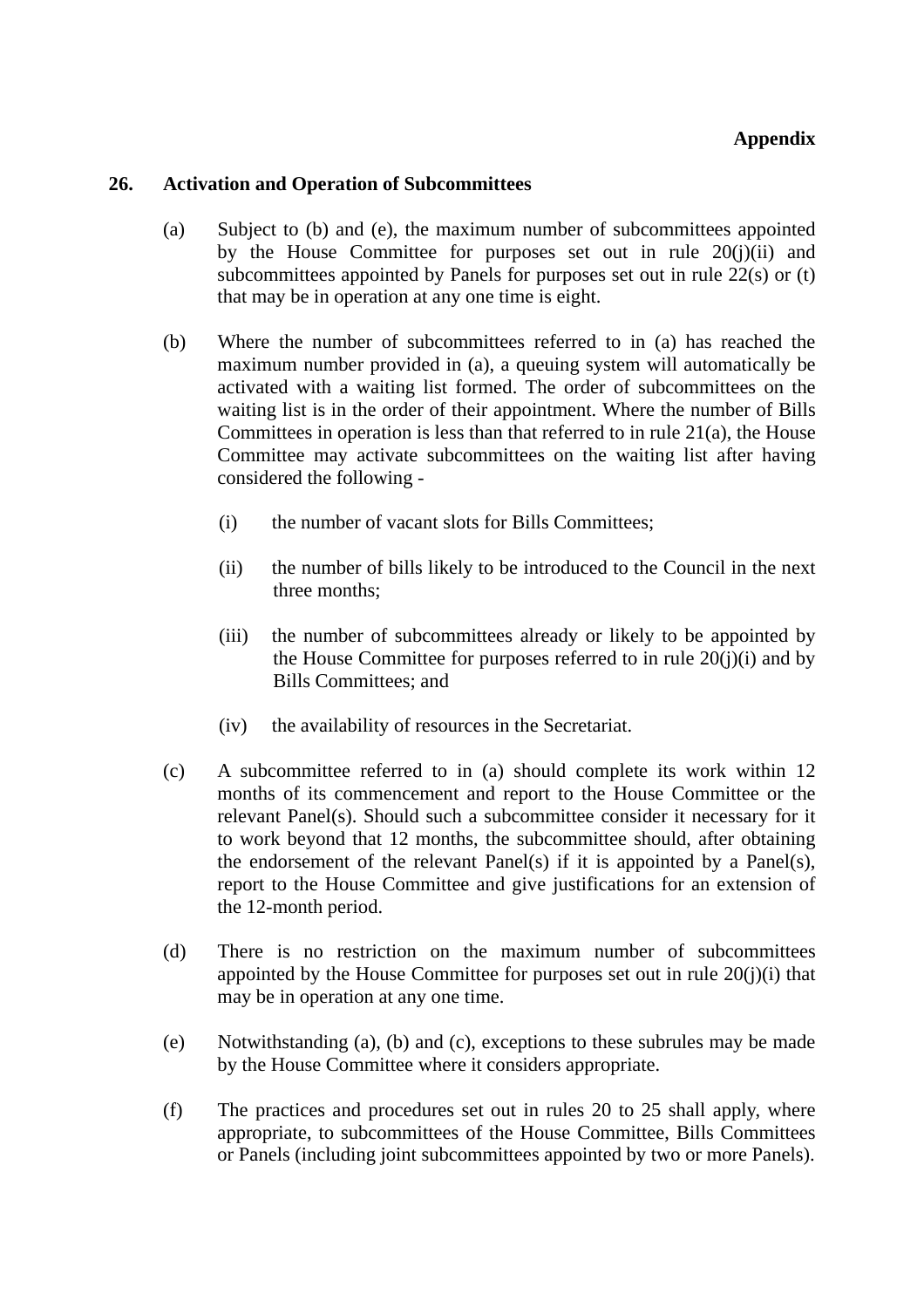**Appendix**

**26. Activation and Operation of Subcommittees**

(a) Subject to (b) and (e), the maximum number of subcommittees appointed by the House Committee for purposes set out in rule 20(j)(ii) and subcommittees appointed by Panels for purposes set out in rule 22(s) or (t) that may be in operation at any one time is eight.

(b) Where the number of subcommittees referred to in (a) has reached the maximum number provided in (a), a queuing system will automatically be activated with a waiting list formed. The order of subcommittees on the waiting list is in the order of their appointment. Where the number of Bills Committees in operation is less than that referred to in rule 21(a), the House Committee may activate subcommittees on the waiting list after having considered the following -

(i) the number of vacant slots for Bills Committees;

(ii) the number of bills likely to be introduced to the Council in the next three months;

(iii) the number of subcommittees already or likely to be appointed by the House Committee for purposes referred to in rule 20(j)(i) and by Bills Committees; and

(iv) the availability of resources in the Secretariat.

(c) A subcommittee referred to in (a) should complete its work within 12 months of its commencement and report to the House Committee or the relevant Panel(s). Should such a subcommittee consider it necessary for it to work beyond that 12 months, the subcommittee should, after obtaining the endorsement of the relevant Panel(s) if it is appointed by a Panel(s), report to the House Committee and give justifications for an extension of the 12-month period.

(d) There is no restriction on the maximum number of subcommittees appointed by the House Committee for purposes set out in rule 20(j)(i) that may be in operation at any one time.

(e) Notwithstanding (a), (b) and (c), exceptions to these subrules may be made by the House Committee where it considers appropriate.

(f) The practices and procedures set out in rules 20 to 25 shall apply, where appropriate, to subcommittees of the House Committee, Bills Committees or Panels (including joint subcommittees appointed by two or more Panels).